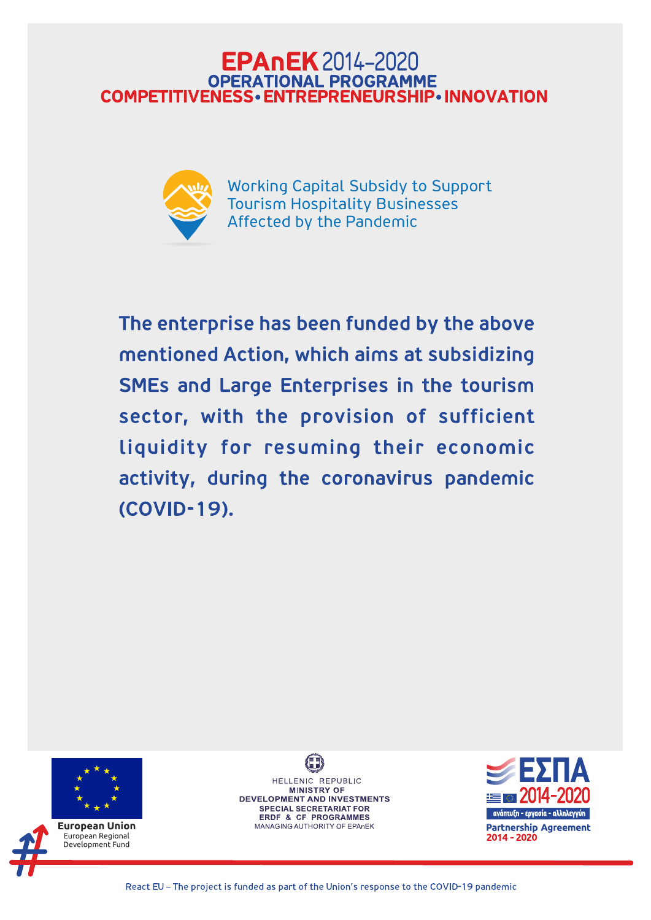# EPAnEK 2014-2020
## OPERATIONAL PROGRAMME
## COMPETITIVENESS • ENTREPRENEURSHIP • INNOVATION

Working Capital Subsidy to Support Tourism Hospitality Businesses Affected by the Pandemic

**The enterprise has been funded by the above mentioned Action, which aims at subsidizing SMEs and Large Enterprises in the tourism sector, with the provision of sufficient liquidity for resuming their economic activity, during the coronavirus pandemic (COVID-19).**

**European Union**
European Regional Development Fund

HELLENIC REPUBLIC
MINISTRY OF DEVELOPMENT AND INVESTMENTS
SPECIAL SECRETARIAT FOR ERDF & CF PROGRAMMES
MANAGING AUTHORITY OF EPAnEK

ΕΣΠΑ 2014-2020
ανάπτυξη - εργασία - αλληλεγγύη
Partnership Agreement 2014 - 2020

React EU – The project is funded as part of the Union's response to the COVID-19 pandemic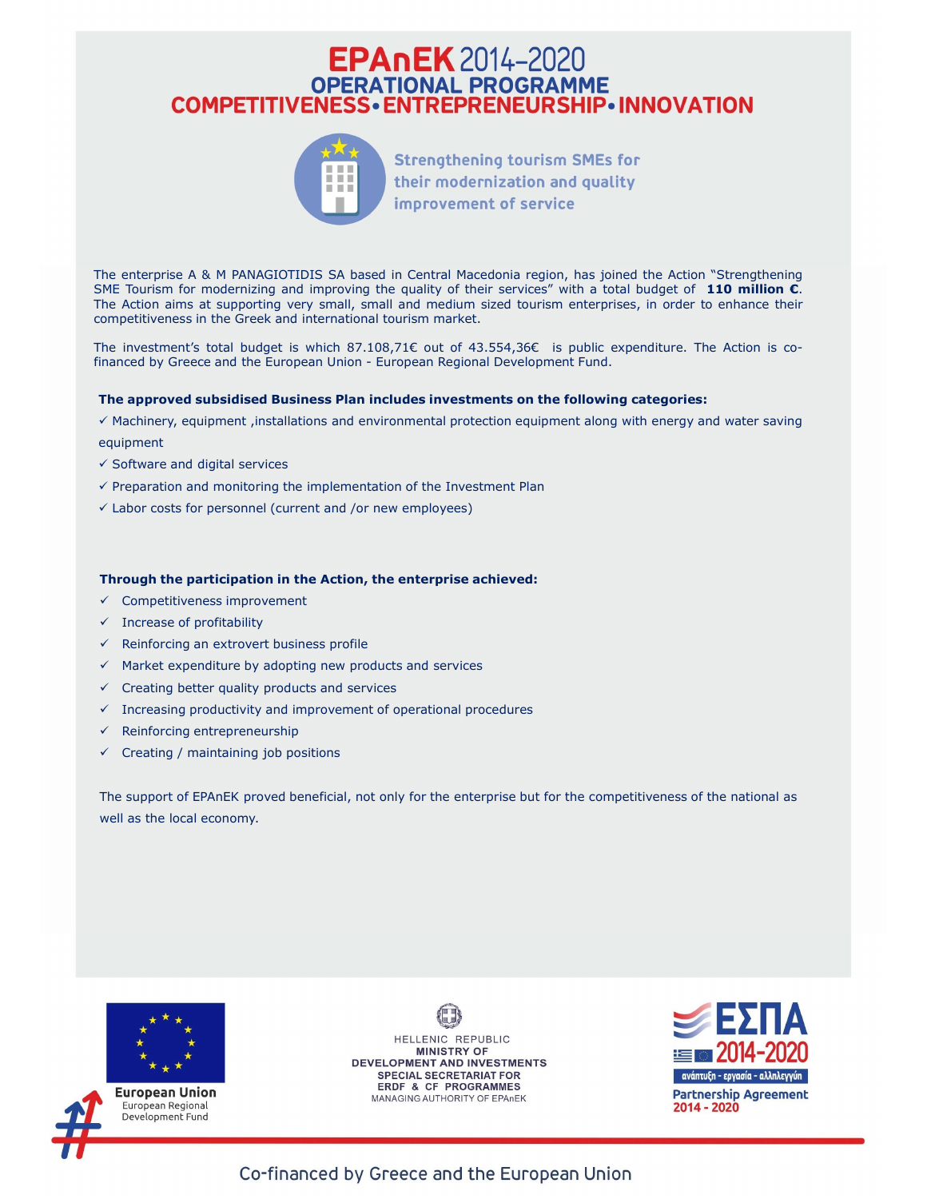# EPAnEK 2014-2020
## OPERATIONAL PROGRAMME
## COMPETITIVENESS• ENTREPRENEURSHIP• INNOVATION

Strengthening tourism SMEs for their modernization and quality improvement of service

The enterprise A & M PANAGIOTIDIS SA based in Central Macedonia region, has joined the Action "Strengthening SME Tourism for modernizing and improving the quality of their services" with a total budget of **110 million €**. The Action aims at supporting very small, small and medium sized tourism enterprises, in order to enhance their competitiveness in the Greek and international tourism market.

The investment's total budget is which 87.108,71€ out of 43.554,36€ is public expenditure. The Action is co-financed by Greece and the European Union - European Regional Development Fund.

**The approved subsidised Business Plan includes investments on the following categories:**

- ✓ Machinery, equipment ,installations and environmental protection equipment along with energy and water saving equipment
- ✓ Software and digital services
- ✓ Preparation and monitoring the implementation of the Investment Plan
- ✓ Labor costs for personnel (current and /or new employees)

**Through the participation in the Action, the enterprise achieved:**

- ✓ Competitiveness improvement
- ✓ Increase of profitability
- ✓ Reinforcing an extrovert business profile
- ✓ Market expenditure by adopting new products and services
- ✓ Creating better quality products and services
- ✓ Increasing productivity and improvement of operational procedures
- ✓ Reinforcing entrepreneurship
- ✓ Creating / maintaining job positions

The support of EPAnEK proved beneficial, not only for the enterprise but for the competitiveness of the national as well as the local economy.

European Union
European Regional Development Fund

HELLENIC REPUBLIC
MINISTRY OF DEVELOPMENT AND INVESTMENTS
SPECIAL SECRETARIAT FOR ERDF & CF PROGRAMMES
MANAGING AUTHORITY OF EPAnEK

ΕΣΠΑ 2014-2020
ανάπτυξη - εργασία - αλληλεγγύη
Partnership Agreement
2014 - 2020

Co-financed by Greece and the European Union